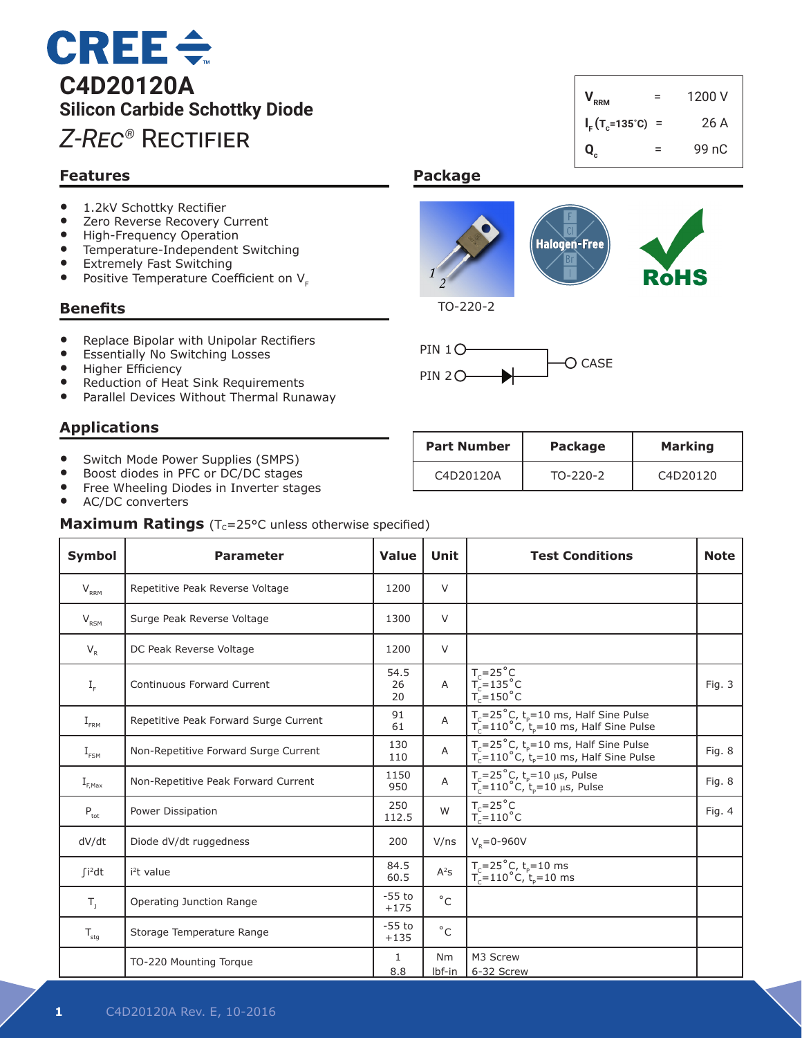# C4D20120A

## Silicon Carbide Schottky Diode

*Z-Rec®* Rectifier

| | | |
|---|---|---|
| $V_{RRM}$ | = | 1200 V |
| $I_F (T_c=135^{\circ}C)$ | = | 26 A |
| $Q_c$ | = | 99 nC |

## Features

- 1.2kV Schottky Rectifier
- Zero Reverse Recovery Current
- High-Frequency Operation
- Temperature-Independent Switching
- Extremely Fast Switching
- Positive Temperature Coefficient on $V_F$

## Benefits

- Replace Bipolar with Unipolar Rectifiers
- Essentially No Switching Losses
- Higher Efficiency
- Reduction of Heat Sink Requirements
- Parallel Devices Without Thermal Runaway

## Applications

- Switch Mode Power Supplies (SMPS)
- Boost diodes in PFC or DC/DC stages
- Free Wheeling Diodes in Inverter stages
- AC/DC converters

## Package

TO-220-2

Halogen-Free

RoHS

PIN 1, PIN 2, CASE

| Part Number | Package | Marking |
|---|---|---|
| C4D20120A | TO-220-2 | C4D20120 |

## Maximum Ratings ($T_C$=25°C unless otherwise specified)

| Symbol | Parameter | Value | Unit | Test Conditions | Note |
|---|---|---|---|---|---|
| $V_{RRM}$ | Repetitive Peak Reverse Voltage | 1200 | V | | |
| $V_{RSM}$ | Surge Peak Reverse Voltage | 1300 | V | | |
| $V_R$ | DC Peak Reverse Voltage | 1200 | V | | |
| $I_F$ | Continuous Forward Current | 54.5<br>26<br>20 | A | $T_C$=25°C<br>$T_C$=135°C<br>$T_C$=150°C | Fig. 3 |
| $I_{FRM}$ | Repetitive Peak Forward Surge Current | 91<br>61 | A | $T_C$=25°C, $t_P$=10 ms, Half Sine Pulse<br>$T_C$=110°C, $t_P$=10 ms, Half Sine Pulse | |
| $I_{FSM}$ | Non-Repetitive Forward Surge Current | 130<br>110 | A | $T_C$=25°C, $t_P$=10 ms, Half Sine Pulse<br>$T_C$=110°C, $t_P$=10 ms, Half Sine Pulse | Fig. 8 |
| $I_{F,Max}$ | Non-Repetitive Peak Forward Current | 1150<br>950 | A | $T_C$=25°C, $t_P$=10 µs, Pulse<br>$T_C$=110°C, $t_P$=10 µs, Pulse | Fig. 8 |
| $P_{tot}$ | Power Dissipation | 250<br>112.5 | W | $T_C$=25°C<br>$T_C$=110°C | Fig. 4 |
| dV/dt | Diode dV/dt ruggedness | 200 | V/ns | $V_R$=0-960V | |
| $\int i^2 dt$ | $i^2t$ value | 84.5<br>60.5 | $A^2s$ | $T_C$=25°C, $t_P$=10 ms<br>$T_C$=110°C, $t_P$=10 ms | |
| $T_J$ | Operating Junction Range | -55 to +175 | °C | | |
| $T_{stg}$ | Storage Temperature Range | -55 to +135 | °C | | |
| | TO-220 Mounting Torque | 1<br>8.8 | Nm<br>lbf-in | M3 Screw<br>6-32 Screw | |

C4D20120A Rev. E, 10-2016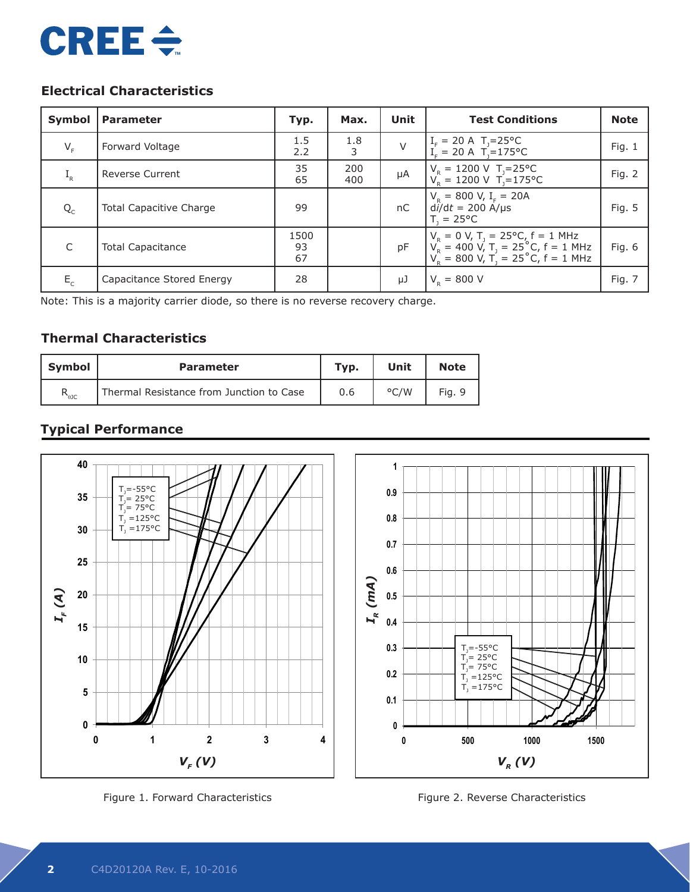## Electrical Characteristics

| Symbol | Parameter | Typ. | Max. | Unit | Test Conditions | Note |
|---|---|---|---|---|---|---|
| $V_F$ | Forward Voltage | 1.5<br>2.2 | 1.8<br>3 | V | $I_F$ = 20 A $T_J$=25°C<br>$I_F$ = 20 A $T_J$=175°C | Fig. 1 |
| $I_R$ | Reverse Current | 35<br>65 | 200<br>400 | μA | $V_R$ = 1200 V $T_J$=25°C<br>$V_R$ = 1200 V $T_J$=175°C | Fig. 2 |
| $Q_C$ | Total Capacitive Charge | 99 | | nC | $V_R$ = 800 V, $I_F$ = 20A<br>$di/dt$ = 200 A/μs<br>$T_J$ = 25°C | Fig. 5 |
| C | Total Capacitance | 1500<br>93<br>67 | | pF | $V_R$ = 0 V, $T_J$ = 25°C, f = 1 MHz<br>$V_R$ = 400 V, $T_J$ = 25°C, f = 1 MHz<br>$V_R$ = 800 V, $T_J$ = 25°C, f = 1 MHz | Fig. 6 |
| $E_C$ | Capacitance Stored Energy | 28 | | μJ | $V_R$ = 800 V | Fig. 7 |

Note: This is a majority carrier diode, so there is no reverse recovery charge.

## Thermal Characteristics

| Symbol | Parameter | Typ. | Unit | Note |
|---|---|---|---|---|
| $R_{\theta JC}$ | Thermal Resistance from Junction to Case | 0.6 | °C/W | Fig. 9 |

## Typical Performance

Figure 1. Forward Characteristics

Figure 2. Reverse Characteristics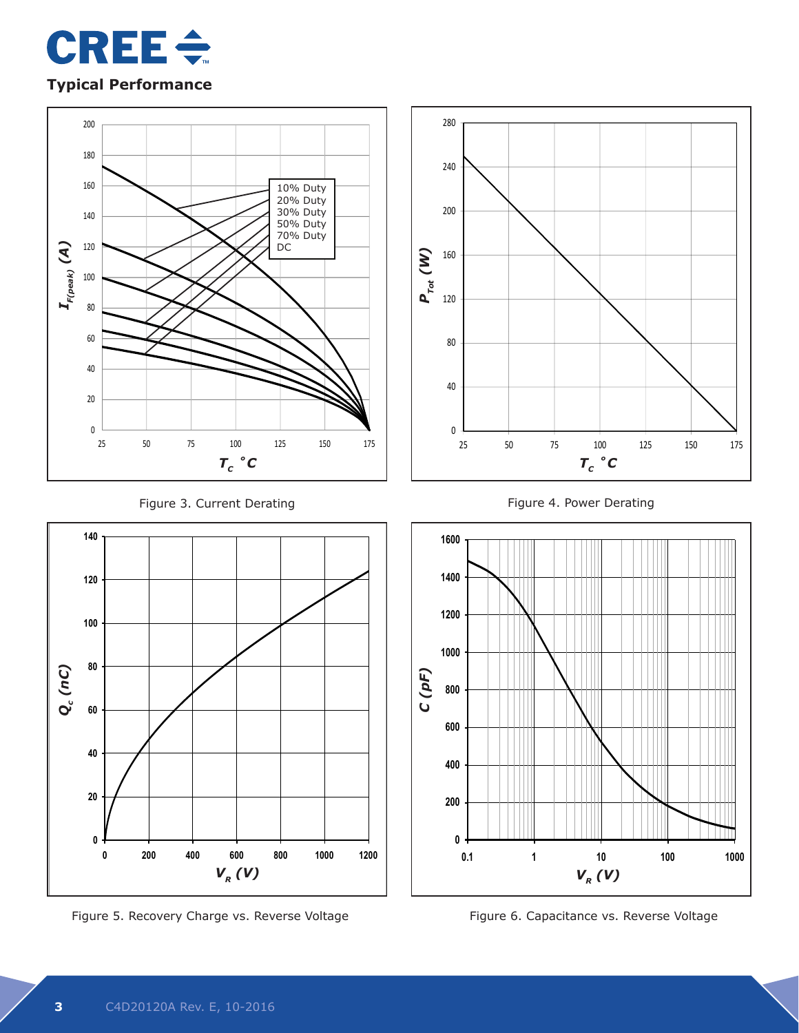## Typical Performance

Figure 3. Current Derating

Figure 4. Power Derating

Figure 5. Recovery Charge vs. Reverse Voltage

Figure 6. Capacitance vs. Reverse Voltage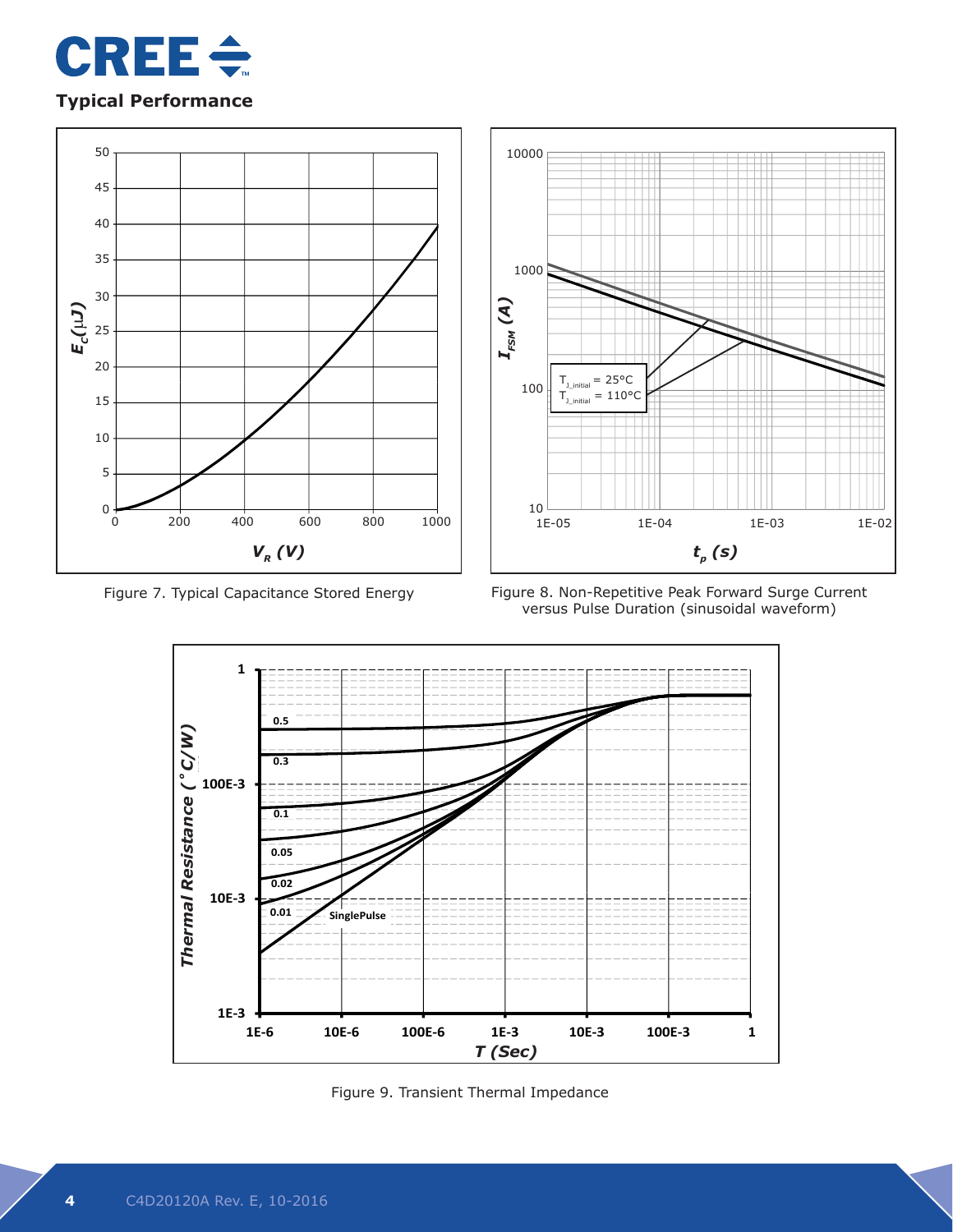## Typical Performance

Figure 7. Typical Capacitance Stored Energy

Figure 8. Non-Repetitive Peak Forward Surge Current versus Pulse Duration (sinusoidal waveform)

Figure 9. Transient Thermal Impedance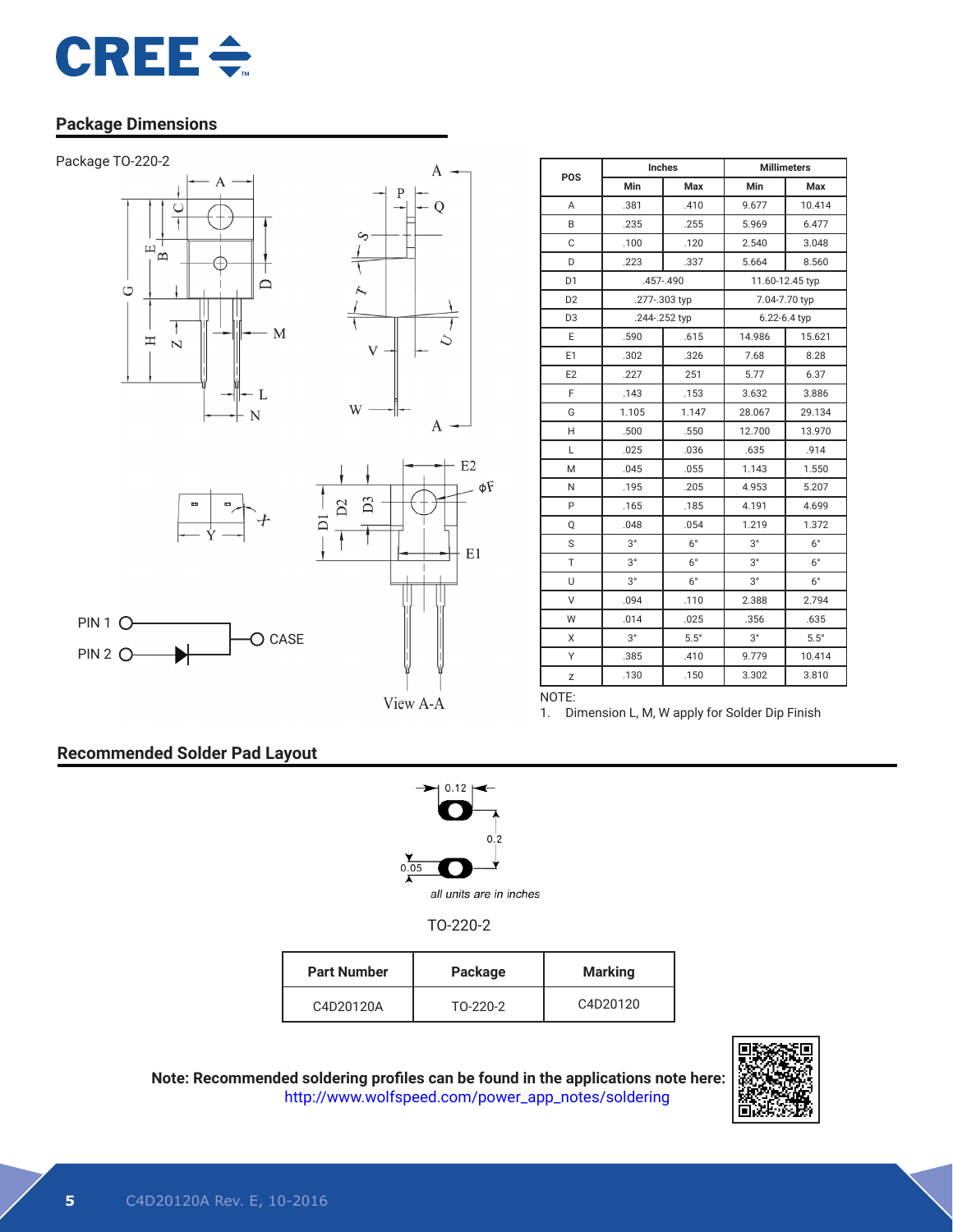## Package Dimensions

Package TO-220-2

PIN 1 — CASE

PIN 2

View A-A

| POS | Inches | | Millimeters | |
|---|---|---|---|---|
| | Min | Max | Min | Max |
| A | .381 | .410 | 9.677 | 10.414 |
| B | .235 | .255 | 5.969 | 6.477 |
| C | .100 | .120 | 2.540 | 3.048 |
| D | .223 | .337 | 5.664 | 8.560 |
| D1 | .457-.490 | | 11.60-12.45 typ | |
| D2 | .277-.303 typ | | 7.04-7.70 typ | |
| D3 | .244-.252 typ | | 6.22-6.4 typ | |
| E | .590 | .615 | 14.986 | 15.621 |
| E1 | .302 | .326 | 7.68 | 8.28 |
| E2 | .227 | 251 | 5.77 | 6.37 |
| F | .143 | .153 | 3.632 | 3.886 |
| G | 1.105 | 1.147 | 28.067 | 29.134 |
| H | .500 | .550 | 12.700 | 13.970 |
| L | .025 | .036 | .635 | .914 |
| M | .045 | .055 | 1.143 | 1.550 |
| N | .195 | .205 | 4.953 | 5.207 |
| P | .165 | .185 | 4.191 | 4.699 |
| Q | .048 | .054 | 1.219 | 1.372 |
| S | 3° | 6° | 3° | 6° |
| T | 3° | 6° | 3° | 6° |
| U | 3° | 6° | 3° | 6° |
| V | .094 | .110 | 2.388 | 2.794 |
| W | .014 | .025 | .356 | .635 |
| X | 3° | 5.5° | 3° | 5.5° |
| Y | .385 | .410 | 9.779 | 10.414 |
| z | .130 | .150 | 3.302 | 3.810 |

NOTE:

1. Dimension L, M, W apply for Solder Dip Finish

## Recommended Solder Pad Layout

0.12

0.2

0.05

*all units are in inches*

TO-220-2

| Part Number | Package | Marking |
|---|---|---|
| C4D20120A | TO-220-2 | C4D20120 |

**Note: Recommended soldering profiles can be found in the applications note here:**
http://www.wolfspeed.com/power_app_notes/soldering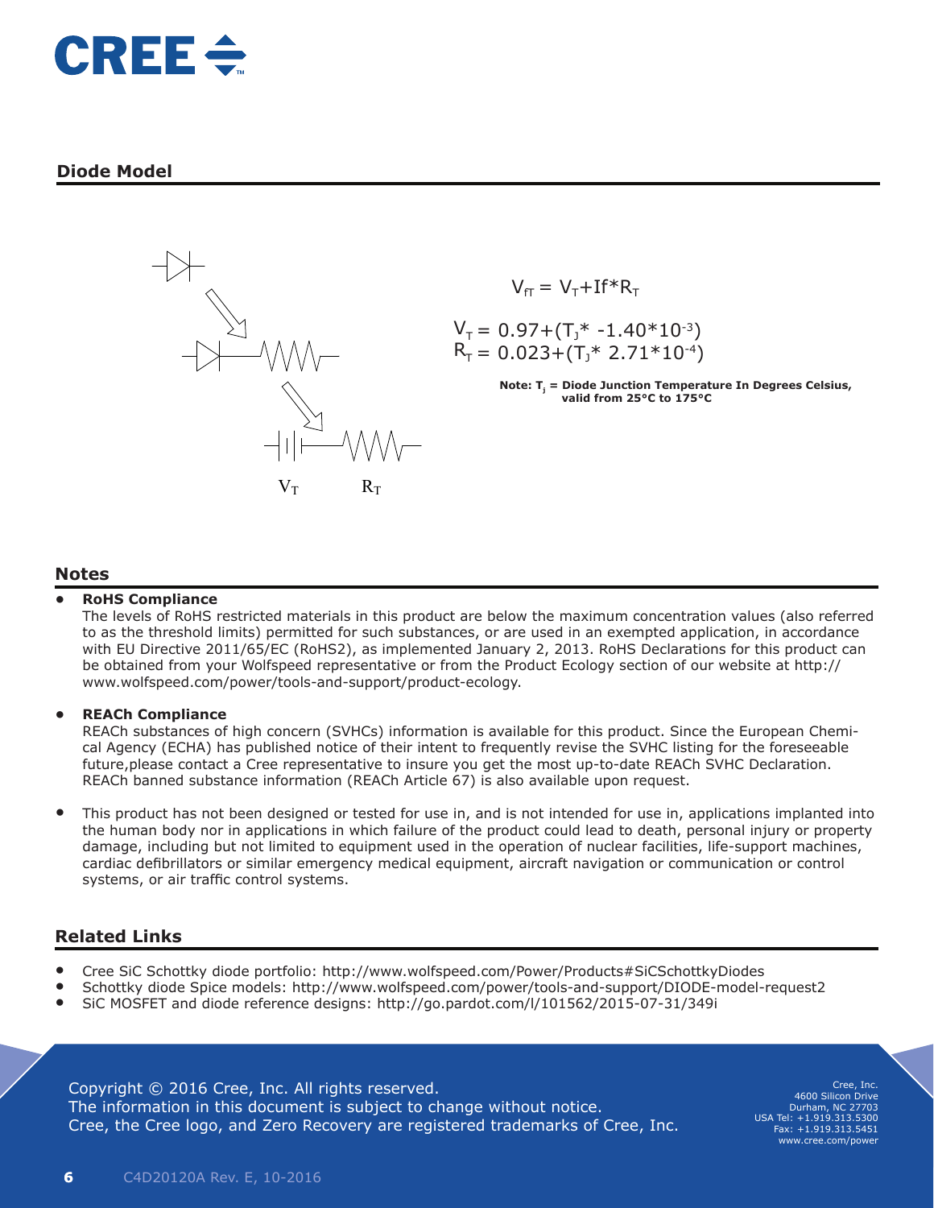## Diode Model

$V_T$ $R_T$

$$V_{fT} = V_T + If * R_T$$

$$V_T = 0.97 + (T_J * -1.40 * 10^{-3})$$
$$R_T = 0.023 + (T_J * 2.71 * 10^{-4})$$

**Note: $T_j$ = Diode Junction Temperature In Degrees Celsius, valid from 25°C to 175°C**

## Notes

- **RoHS Compliance**
  The levels of RoHS restricted materials in this product are below the maximum concentration values (also referred to as the threshold limits) permitted for such substances, or are used in an exempted application, in accordance with EU Directive 2011/65/EC (RoHS2), as implemented January 2, 2013. RoHS Declarations for this product can be obtained from your Wolfspeed representative or from the Product Ecology section of our website at http://www.wolfspeed.com/power/tools-and-support/product-ecology.

- **REACh Compliance**
  REACh substances of high concern (SVHCs) information is available for this product. Since the European Chemical Agency (ECHA) has published notice of their intent to frequently revise the SVHC listing for the foreseeable future,please contact a Cree representative to insure you get the most up-to-date REACh SVHC Declaration. REACh banned substance information (REACh Article 67) is also available upon request.

- This product has not been designed or tested for use in, and is not intended for use in, applications implanted into the human body nor in applications in which failure of the product could lead to death, personal injury or property damage, including but not limited to equipment used in the operation of nuclear facilities, life-support machines, cardiac defibrillators or similar emergency medical equipment, aircraft navigation or communication or control systems, or air traffic control systems.

## Related Links

- Cree SiC Schottky diode portfolio: http://www.wolfspeed.com/Power/Products#SiCSchottkyDiodes
- Schottky diode Spice models: http://www.wolfspeed.com/power/tools-and-support/DIODE-model-request2
- SiC MOSFET and diode reference designs: http://go.pardot.com/l/101562/2015-07-31/349i

Copyright © 2016 Cree, Inc. All rights reserved.
The information in this document is subject to change without notice.
Cree, the Cree logo, and Zero Recovery are registered trademarks of Cree, Inc.

Cree, Inc.
4600 Silicon Drive
Durham, NC 27703
USA Tel: +1.919.313.5300
Fax: +1.919.313.5451
www.cree.com/power